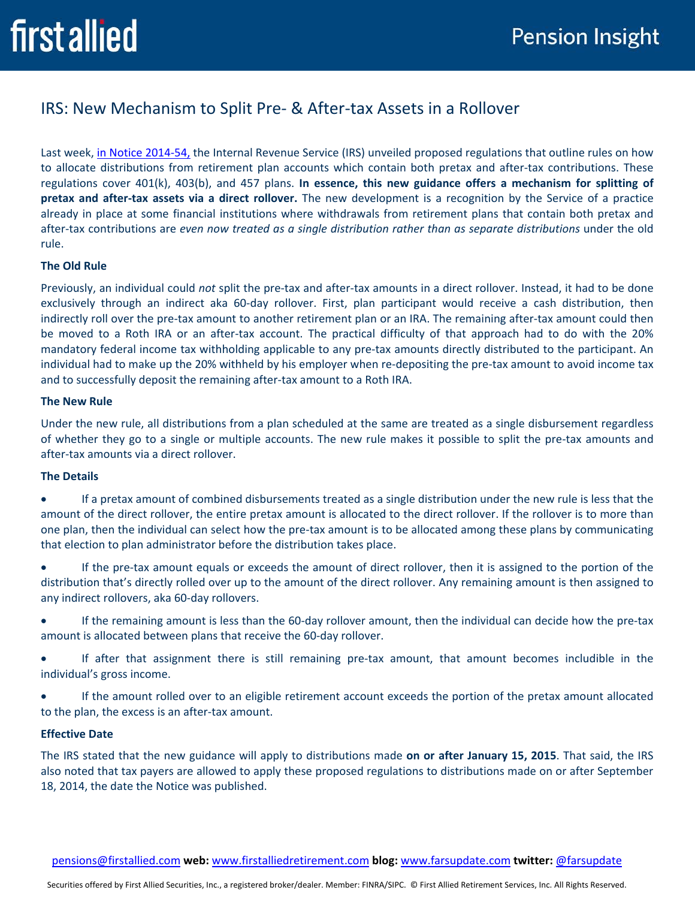# IRS: New Mechanism to Split Pre- & After-tax Assets in a Rollover

Last week, in Notice 2014-54, the Internal Revenue Service (IRS) unveiled proposed regulations that outline rules on how to allocate distributions from retirement plan accounts which contain both pretax and after-tax contributions. These regulations cover 401(k), 403(b), and 457 plans. **In essence, this new guidance offers a mechanism for splitting of pretax and after-tax assets via a direct rollover.** The new development is a recognition by the Service of a practice already in place at some financial institutions where withdrawals from retirement plans that contain both pretax and after-tax contributions are *even now treated as a single distribution rather than as separate distributions* under the old rule.

**The Old Rule**

Previously, an individual could *not* split the pre-tax and after-tax amounts in a direct rollover. Instead, it had to be done exclusively through an indirect aka 60-day rollover. First, plan participant would receive a cash distribution, then indirectly roll over the pre-tax amount to another retirement plan or an IRA. The remaining after-tax amount could then be moved to a Roth IRA or an after-tax account. The practical difficulty of that approach had to do with the 20% mandatory federal income tax withholding applicable to any pre-tax amounts directly distributed to the participant. An individual had to make up the 20% withheld by his employer when re-depositing the pre-tax amount to avoid income tax and to successfully deposit the remaining after-tax amount to a Roth IRA.

**The New Rule**

Under the new rule, all distributions from a plan scheduled at the same are treated as a single disbursement regardless of whether they go to a single or multiple accounts. The new rule makes it possible to split the pre-tax amounts and after-tax amounts via a direct rollover.

**The Details**

- If a pretax amount of combined disbursements treated as a single distribution under the new rule is less that the amount of the direct rollover, the entire pretax amount is allocated to the direct rollover. If the rollover is to more than one plan, then the individual can select how the pre-tax amount is to be allocated among these plans by communicating that election to plan administrator before the distribution takes place.
- If the pre-tax amount equals or exceeds the amount of direct rollover, then it is assigned to the portion of the distribution that's directly rolled over up to the amount of the direct rollover. Any remaining amount is then assigned to any indirect rollovers, aka 60-day rollovers.
- If the remaining amount is less than the 60-day rollover amount, then the individual can decide how the pre-tax amount is allocated between plans that receive the 60-day rollover.
- If after that assignment there is still remaining pre-tax amount, that amount becomes includible in the individual's gross income.
- If the amount rolled over to an eligible retirement account exceeds the portion of the pretax amount allocated to the plan, the excess is an after-tax amount.

**Effective Date**

The IRS stated that the new guidance will apply to distributions made **on or after January 15, 2015**. That said, the IRS also noted that tax payers are allowed to apply these proposed regulations to distributions made on or after September 18, 2014, the date the Notice was published.

pensions@firstallied.com **web:** www.firstalliedretirement.com **blog:** www.farsupdate.com **twitter:** @farsupdate

Securities offered by First Allied Securities, Inc., a registered broker/dealer. Member: FINRA/SIPC. © First Allied Retirement Services, Inc. All Rights Reserved.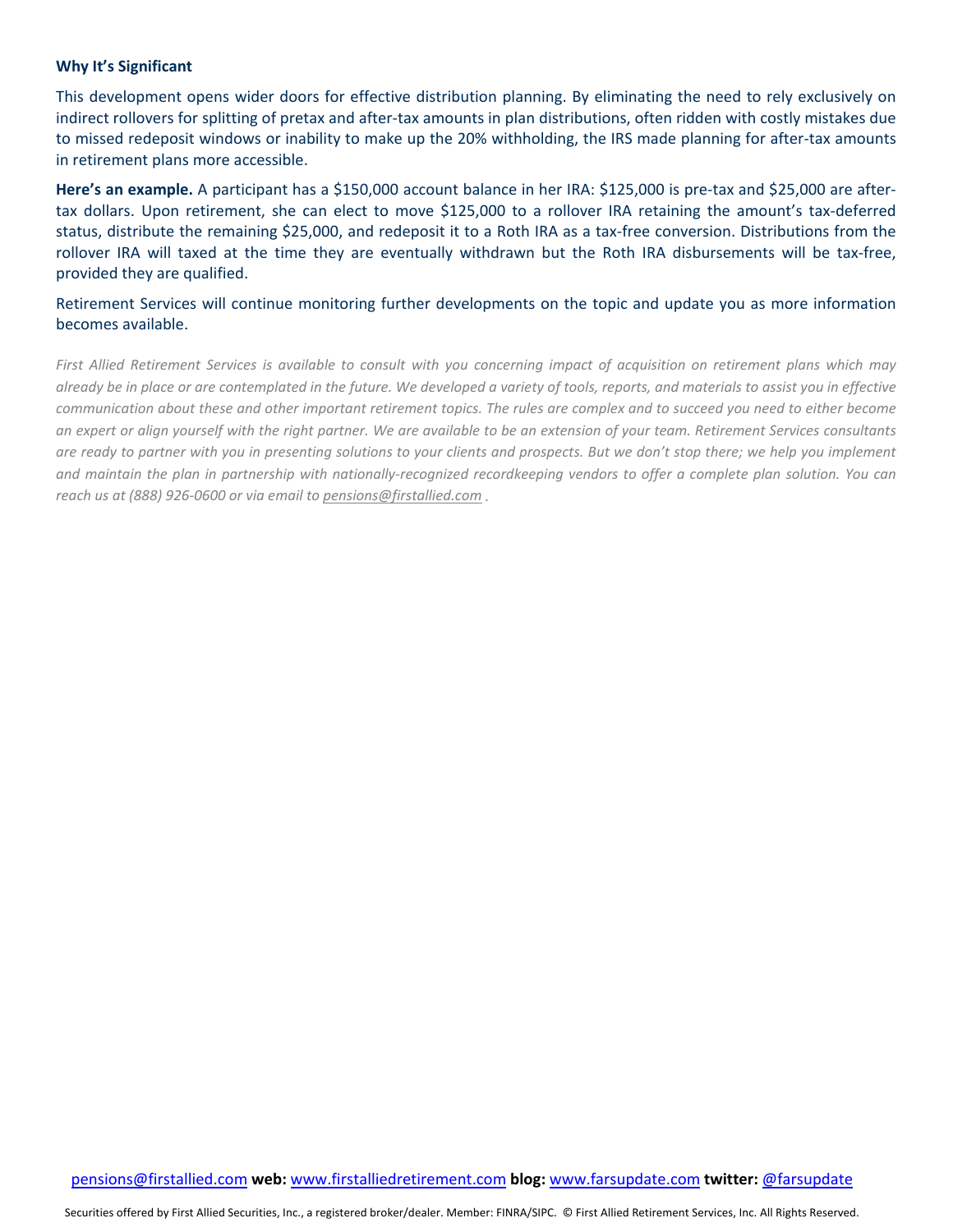### Why It's Significant

This development opens wider doors for effective distribution planning. By eliminating the need to rely exclusively on indirect rollovers for splitting of pretax and after-tax amounts in plan distributions, often ridden with costly mistakes due to missed redeposit windows or inability to make up the 20% withholding, the IRS made planning for after-tax amounts in retirement plans more accessible.

**Here's an example.** A participant has a $150,000 account balance in her IRA: $125,000 is pre-tax and $25,000 are after-tax dollars. Upon retirement, she can elect to move $125,000 to a rollover IRA retaining the amount's tax-deferred status, distribute the remaining $25,000, and redeposit it to a Roth IRA as a tax-free conversion. Distributions from the rollover IRA will taxed at the time they are eventually withdrawn but the Roth IRA disbursements will be tax-free, provided they are qualified.

Retirement Services will continue monitoring further developments on the topic and update you as more information becomes available.

*First Allied Retirement Services is available to consult with you concerning impact of acquisition on retirement plans which may already be in place or are contemplated in the future. We developed a variety of tools, reports, and materials to assist you in effective communication about these and other important retirement topics. The rules are complex and to succeed you need to either become an expert or align yourself with the right partner. We are available to be an extension of your team. Retirement Services consultants are ready to partner with you in presenting solutions to your clients and prospects. But we don't stop there; we help you implement and maintain the plan in partnership with nationally-recognized recordkeeping vendors to offer a complete plan solution. You can reach us at (888) 926-0600 or via email to pensions@firstallied.com .*

pensions@firstallied.com **web:** www.firstalliedretirement.com **blog:** www.farsupdate.com **twitter:** @farsupdate

Securities offered by First Allied Securities, Inc., a registered broker/dealer. Member: FINRA/SIPC. © First Allied Retirement Services, Inc. All Rights Reserved.